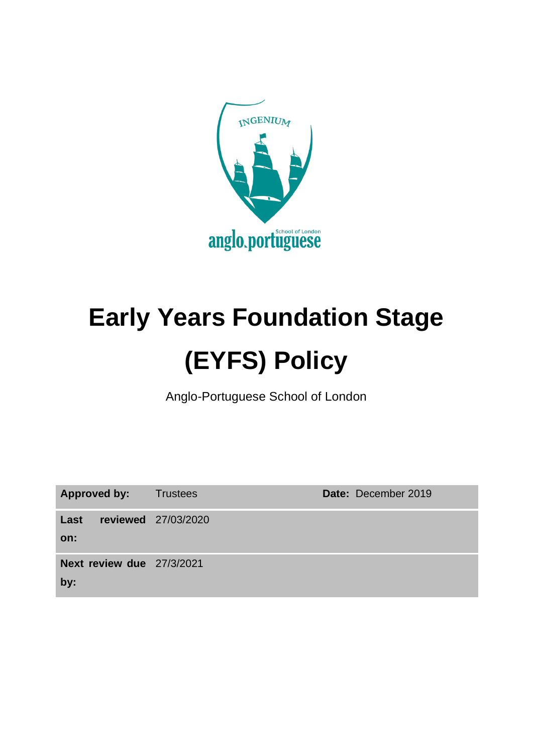INGENIUM

anglo.portuguese School of London

# Early Years Foundation Stage (EYFS) Policy

Anglo-Portuguese School of London

| **Approved by:** | Trustees | **Date:** December 2019 |
| --- | --- | --- |
| **Last reviewed on:** | 27/03/2020 | |
| **Next review due by:** | 27/3/2021 | |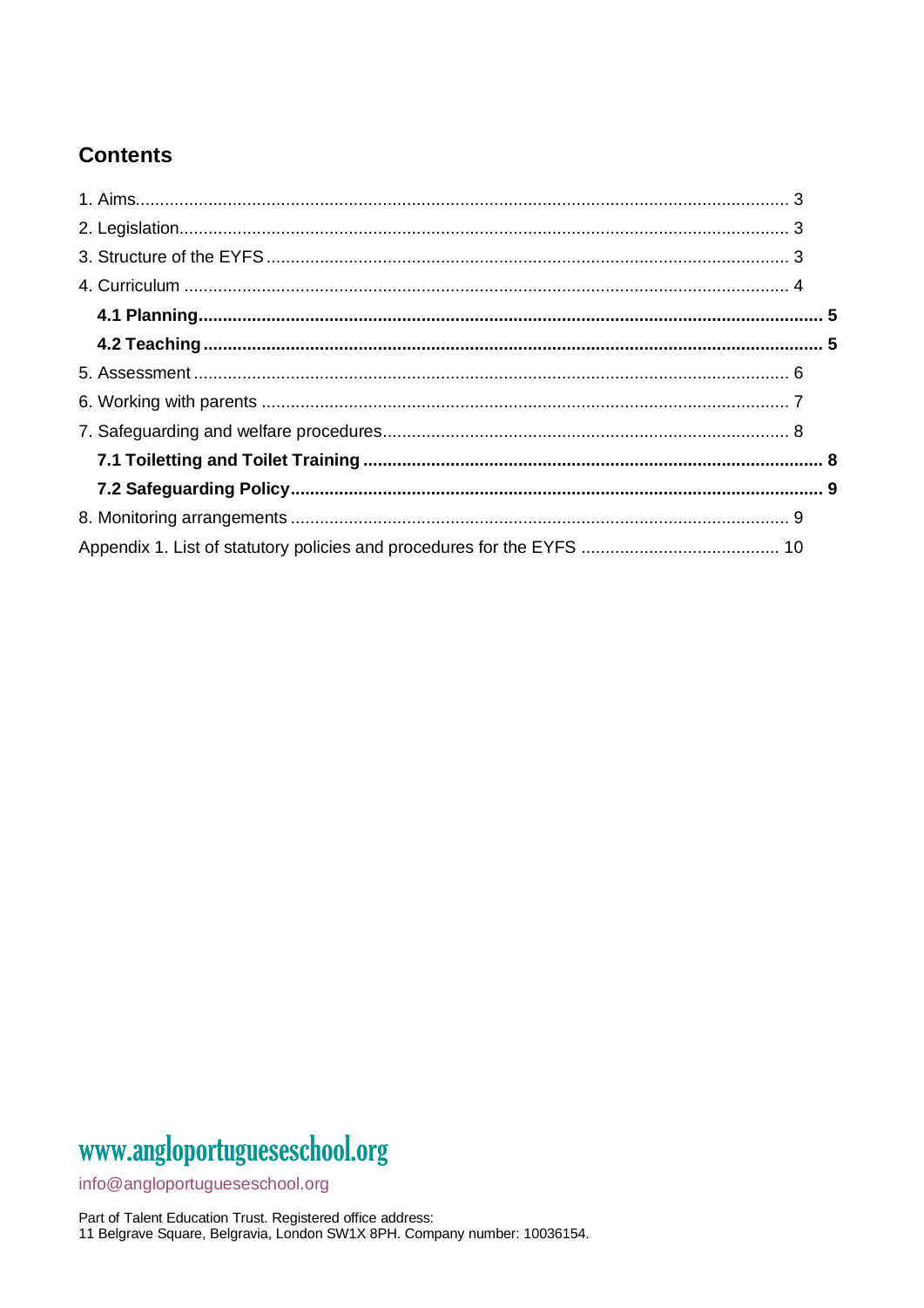## Contents

1. Aims ... 3
2. Legislation ... 3
3. Structure of the EYFS ... 3
4. Curriculum ... 4
   - **4.1 Planning ... 5**
   - **4.2 Teaching ... 5**
5. Assessment ... 6
6. Working with parents ... 7
7. Safeguarding and welfare procedures ... 8
   - **7.1 Toiletting and Toilet Training ... 8**
   - **7.2 Safeguarding Policy ... 9**
8. Monitoring arrangements ... 9

Appendix 1. List of statutory policies and procedures for the EYFS ... 10

www.angloportugueseschool.org

info@angloportugueseschool.org

Part of Talent Education Trust. Registered office address:
11 Belgrave Square, Belgravia, London SW1X 8PH. Company number: 10036154.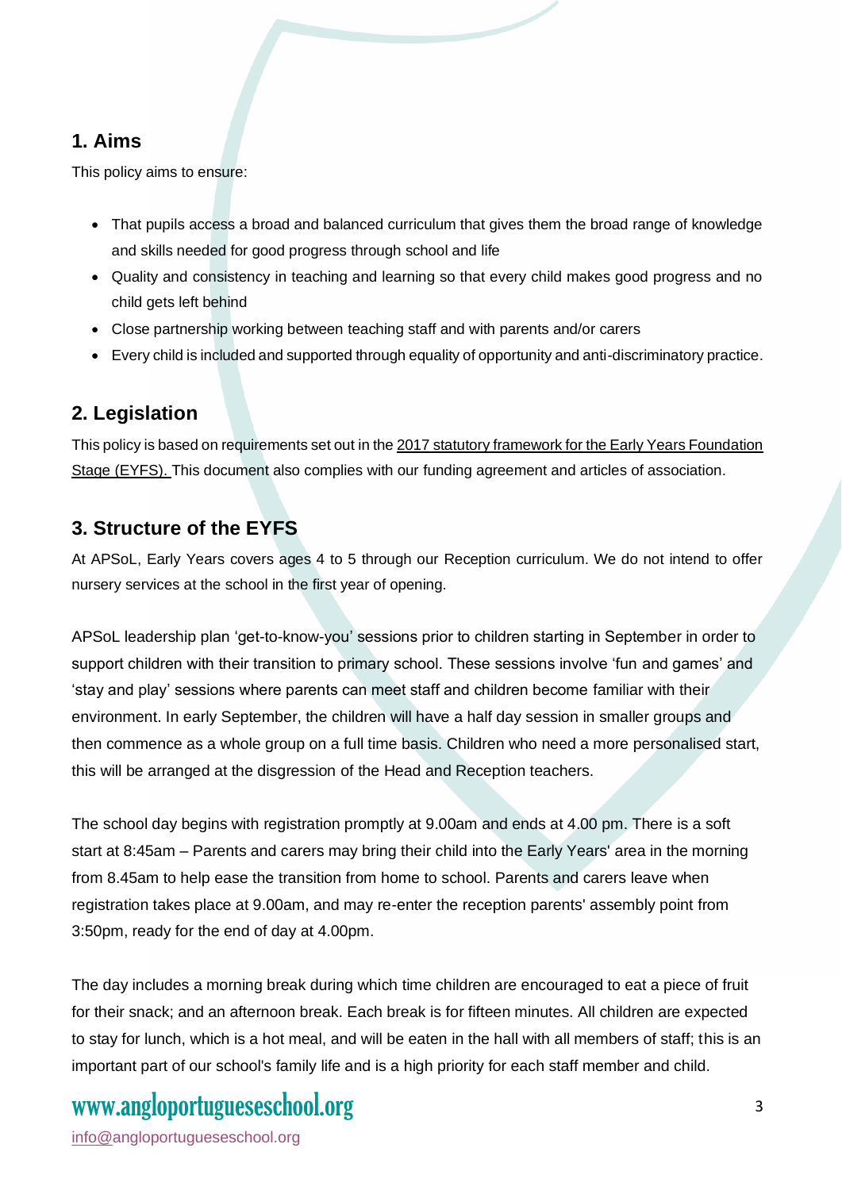## 1. Aims

This policy aims to ensure:

- That pupils access a broad and balanced curriculum that gives them the broad range of knowledge and skills needed for good progress through school and life
- Quality and consistency in teaching and learning so that every child makes good progress and no child gets left behind
- Close partnership working between teaching staff and with parents and/or carers
- Every child is included and supported through equality of opportunity and anti-discriminatory practice.

## 2. Legislation

This policy is based on requirements set out in the 2017 statutory framework for the Early Years Foundation Stage (EYFS). This document also complies with our funding agreement and articles of association.

## 3. Structure of the EYFS

At APSoL, Early Years covers ages 4 to 5 through our Reception curriculum. We do not intend to offer nursery services at the school in the first year of opening.

APSoL leadership plan 'get-to-know-you' sessions prior to children starting in September in order to support children with their transition to primary school. These sessions involve 'fun and games' and 'stay and play' sessions where parents can meet staff and children become familiar with their environment. In early September, the children will have a half day session in smaller groups and then commence as a whole group on a full time basis. Children who need a more personalised start, this will be arranged at the disgression of the Head and Reception teachers.

The school day begins with registration promptly at 9.00am and ends at 4.00 pm. There is a soft start at 8:45am – Parents and carers may bring their child into the Early Years' area in the morning from 8.45am to help ease the transition from home to school. Parents and carers leave when registration takes place at 9.00am, and may re-enter the reception parents' assembly point from 3:50pm, ready for the end of day at 4.00pm.

The day includes a morning break during which time children are encouraged to eat a piece of fruit for their snack; and an afternoon break. Each break is for fifteen minutes. All children are expected to stay for lunch, which is a hot meal, and will be eaten in the hall with all members of staff; this is an important part of our school's family life and is a high priority for each staff member and child.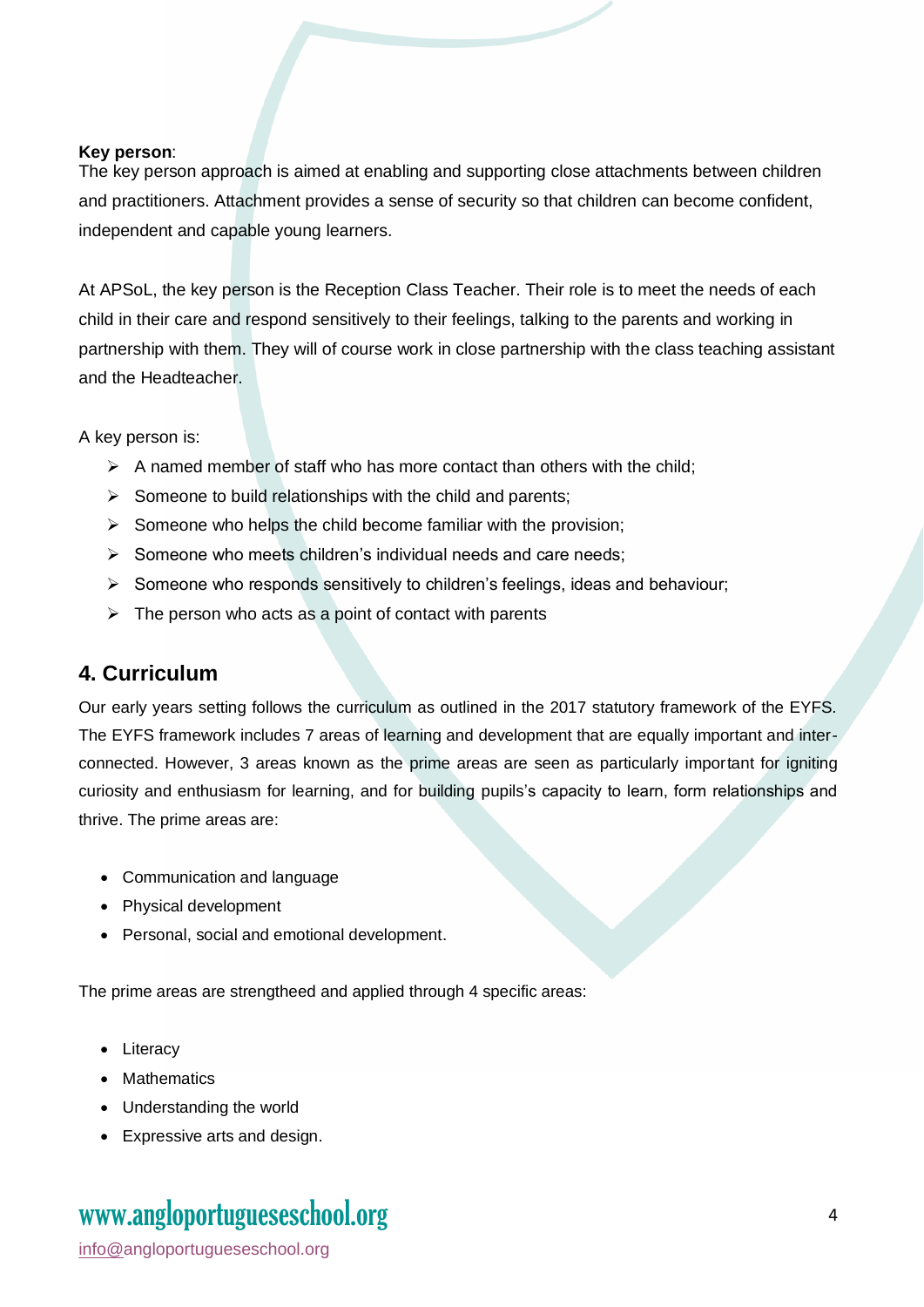**Key person**:
The key person approach is aimed at enabling and supporting close attachments between children and practitioners. Attachment provides a sense of security so that children can become confident, independent and capable young learners.

At APSoL, the key person is the Reception Class Teacher. Their role is to meet the needs of each child in their care and respond sensitively to their feelings, talking to the parents and working in partnership with them. They will of course work in close partnership with the class teaching assistant and the Headteacher.

A key person is:

- A named member of staff who has more contact than others with the child;
- Someone to build relationships with the child and parents;
- Someone who helps the child become familiar with the provision;
- Someone who meets children's individual needs and care needs;
- Someone who responds sensitively to children's feelings, ideas and behaviour;
- The person who acts as a point of contact with parents

## 4. Curriculum

Our early years setting follows the curriculum as outlined in the 2017 statutory framework of the EYFS. The EYFS framework includes 7 areas of learning and development that are equally important and inter-connected. However, 3 areas known as the prime areas are seen as particularly important for igniting curiosity and enthusiasm for learning, and for building pupils's capacity to learn, form relationships and thrive. The prime areas are:

- Communication and language
- Physical development
- Personal, social and emotional development.

The prime areas are strengtheed and applied through 4 specific areas:

- Literacy
- Mathematics
- Understanding the world
- Expressive arts and design.

www.angloportugueseschool.org

info@angloportugueseschool.org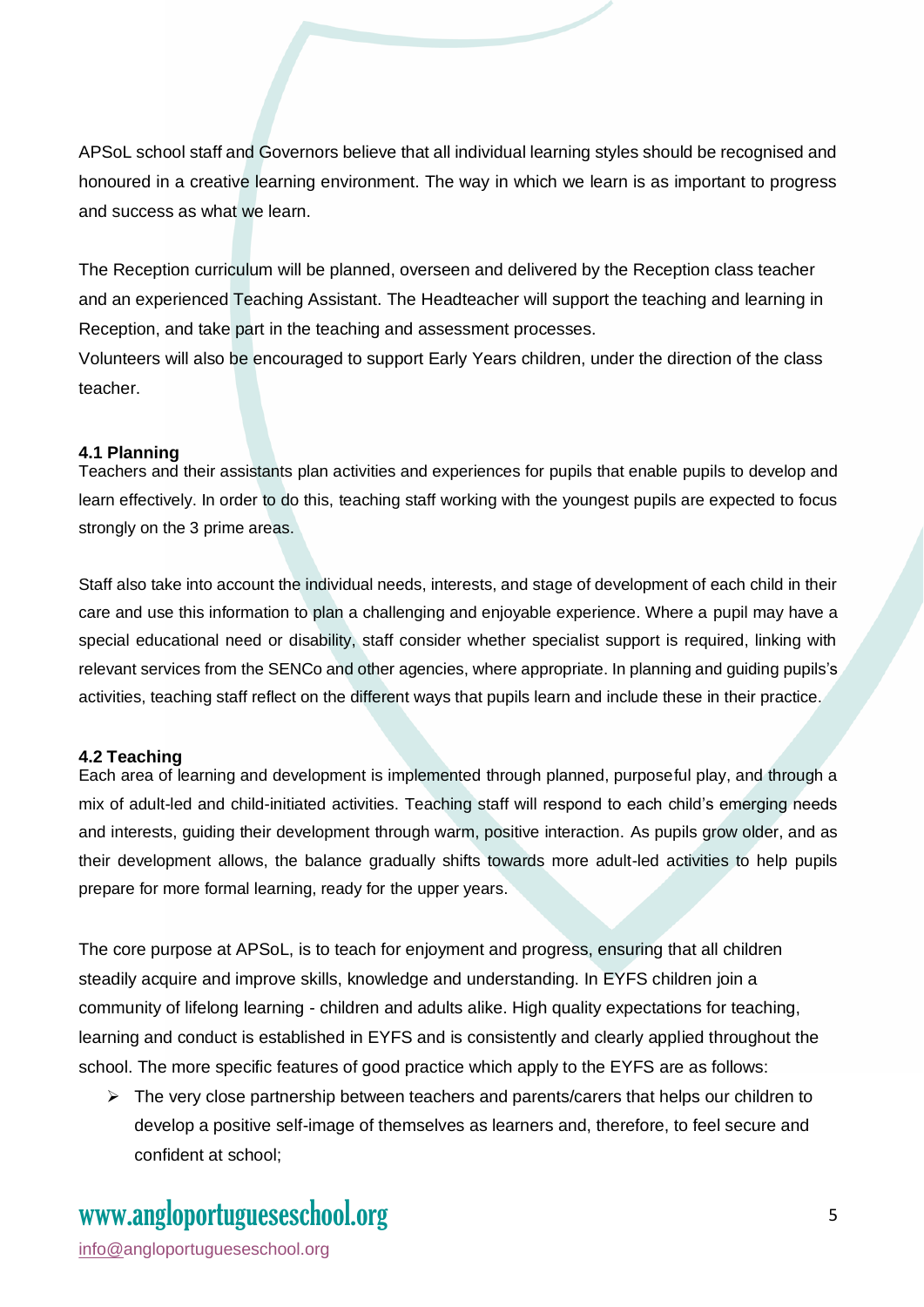APSoL school staff and Governors believe that all individual learning styles should be recognised and honoured in a creative learning environment. The way in which we learn is as important to progress and success as what we learn.

The Reception curriculum will be planned, overseen and delivered by the Reception class teacher and an experienced Teaching Assistant. The Headteacher will support the teaching and learning in Reception, and take part in the teaching and assessment processes.
Volunteers will also be encouraged to support Early Years children, under the direction of the class teacher.

### 4.1 Planning

Teachers and their assistants plan activities and experiences for pupils that enable pupils to develop and learn effectively. In order to do this, teaching staff working with the youngest pupils are expected to focus strongly on the 3 prime areas.

Staff also take into account the individual needs, interests, and stage of development of each child in their care and use this information to plan a challenging and enjoyable experience. Where a pupil may have a special educational need or disability, staff consider whether specialist support is required, linking with relevant services from the SENCo and other agencies, where appropriate. In planning and guiding pupils's activities, teaching staff reflect on the different ways that pupils learn and include these in their practice.

### 4.2 Teaching

Each area of learning and development is implemented through planned, purposeful play, and through a mix of adult-led and child-initiated activities. Teaching staff will respond to each child's emerging needs and interests, guiding their development through warm, positive interaction. As pupils grow older, and as their development allows, the balance gradually shifts towards more adult-led activities to help pupils prepare for more formal learning, ready for the upper years.

The core purpose at APSoL, is to teach for enjoyment and progress, ensuring that all children steadily acquire and improve skills, knowledge and understanding. In EYFS children join a community of lifelong learning - children and adults alike. High quality expectations for teaching, learning and conduct is established in EYFS and is consistently and clearly applied throughout the school. The more specific features of good practice which apply to the EYFS are as follows:

- The very close partnership between teachers and parents/carers that helps our children to develop a positive self-image of themselves as learners and, therefore, to feel secure and confident at school;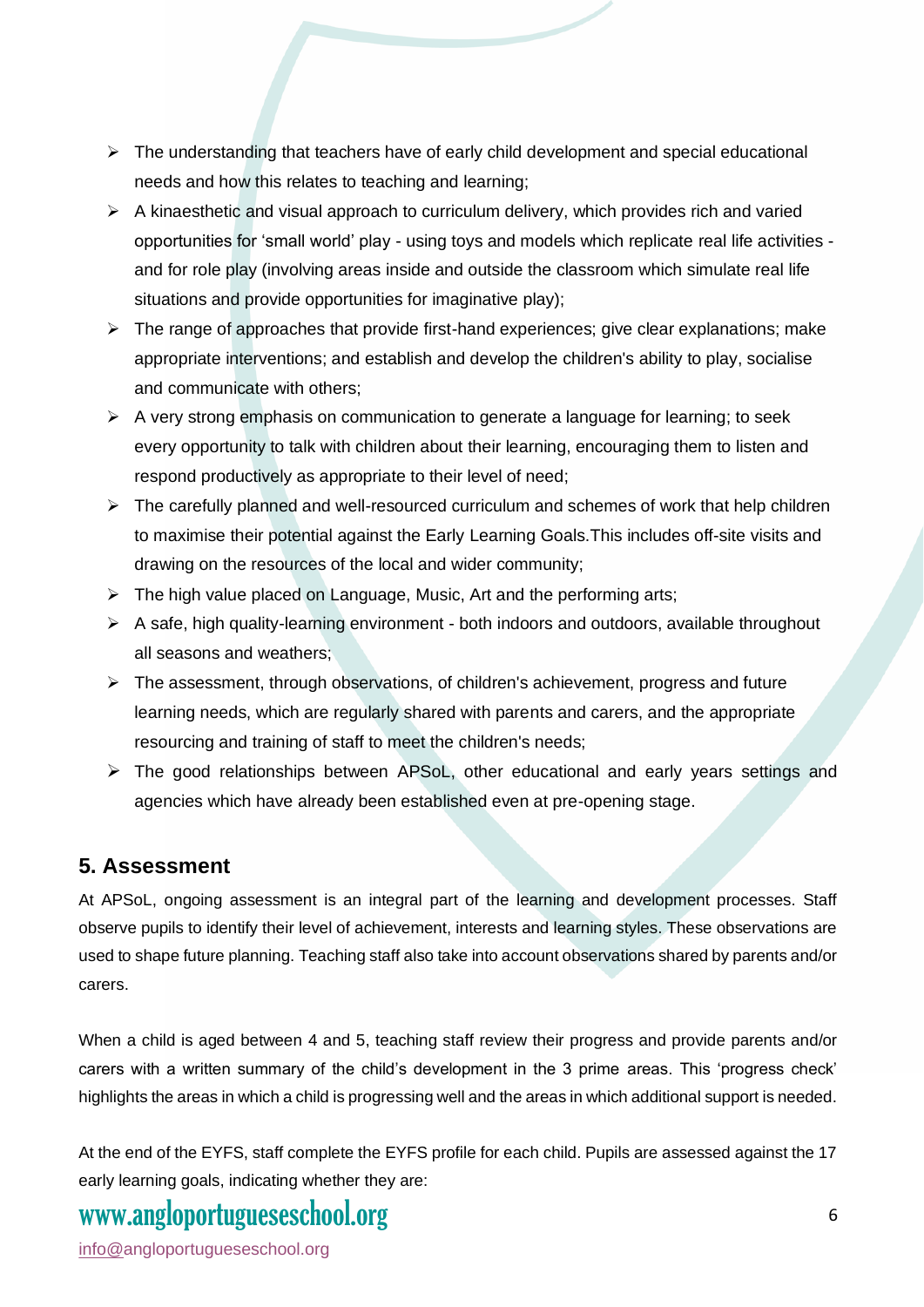- The understanding that teachers have of early child development and special educational needs and how this relates to teaching and learning;
- A kinaesthetic and visual approach to curriculum delivery, which provides rich and varied opportunities for 'small world' play - using toys and models which replicate real life activities - and for role play (involving areas inside and outside the classroom which simulate real life situations and provide opportunities for imaginative play);
- The range of approaches that provide first-hand experiences; give clear explanations; make appropriate interventions; and establish and develop the children's ability to play, socialise and communicate with others;
- A very strong emphasis on communication to generate a language for learning; to seek every opportunity to talk with children about their learning, encouraging them to listen and respond productively as appropriate to their level of need;
- The carefully planned and well-resourced curriculum and schemes of work that help children to maximise their potential against the Early Learning Goals.This includes off-site visits and drawing on the resources of the local and wider community;
- The high value placed on Language, Music, Art and the performing arts;
- A safe, high quality-learning environment - both indoors and outdoors, available throughout all seasons and weathers;
- The assessment, through observations, of children's achievement, progress and future learning needs, which are regularly shared with parents and carers, and the appropriate resourcing and training of staff to meet the children's needs;
- The good relationships between APSoL, other educational and early years settings and agencies which have already been established even at pre-opening stage.

## 5. Assessment

At APSoL, ongoing assessment is an integral part of the learning and development processes. Staff observe pupils to identify their level of achievement, interests and learning styles. These observations are used to shape future planning. Teaching staff also take into account observations shared by parents and/or carers.

When a child is aged between 4 and 5, teaching staff review their progress and provide parents and/or carers with a written summary of the child's development in the 3 prime areas. This 'progress check' highlights the areas in which a child is progressing well and the areas in which additional support is needed.

At the end of the EYFS, staff complete the EYFS profile for each child. Pupils are assessed against the 17 early learning goals, indicating whether they are: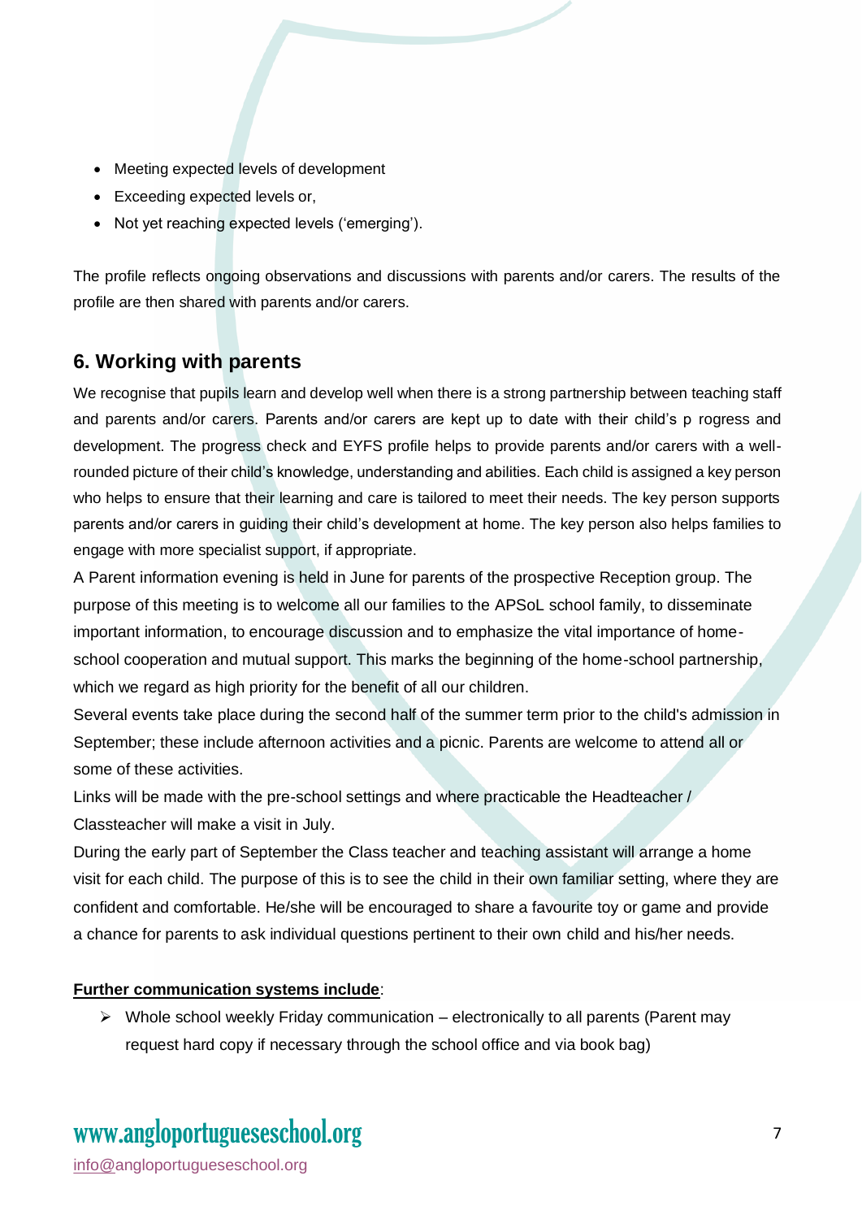- Meeting expected levels of development
- Exceeding expected levels or,
- Not yet reaching expected levels ('emerging').

The profile reflects ongoing observations and discussions with parents and/or carers. The results of the profile are then shared with parents and/or carers.

## 6. Working with parents

We recognise that pupils learn and develop well when there is a strong partnership between teaching staff and parents and/or carers. Parents and/or carers are kept up to date with their child's p rogress and development. The progress check and EYFS profile helps to provide parents and/or carers with a well-rounded picture of their child's knowledge, understanding and abilities. Each child is assigned a key person who helps to ensure that their learning and care is tailored to meet their needs. The key person supports parents and/or carers in guiding their child's development at home. The key person also helps families to engage with more specialist support, if appropriate.

A Parent information evening is held in June for parents of the prospective Reception group. The purpose of this meeting is to welcome all our families to the APSoL school family, to disseminate important information, to encourage discussion and to emphasize the vital importance of home-school cooperation and mutual support. This marks the beginning of the home-school partnership, which we regard as high priority for the benefit of all our children.

Several events take place during the second half of the summer term prior to the child's admission in September; these include afternoon activities and a picnic. Parents are welcome to attend all or some of these activities.

Links will be made with the pre-school settings and where practicable the Headteacher / Classteacher will make a visit in July.

During the early part of September the Class teacher and teaching assistant will arrange a home visit for each child. The purpose of this is to see the child in their own familiar setting, where they are confident and comfortable. He/she will be encouraged to share a favourite toy or game and provide a chance for parents to ask individual questions pertinent to their own child and his/her needs.

**Further communication systems include**:

- Whole school weekly Friday communication – electronically to all parents (Parent may request hard copy if necessary through the school office and via book bag)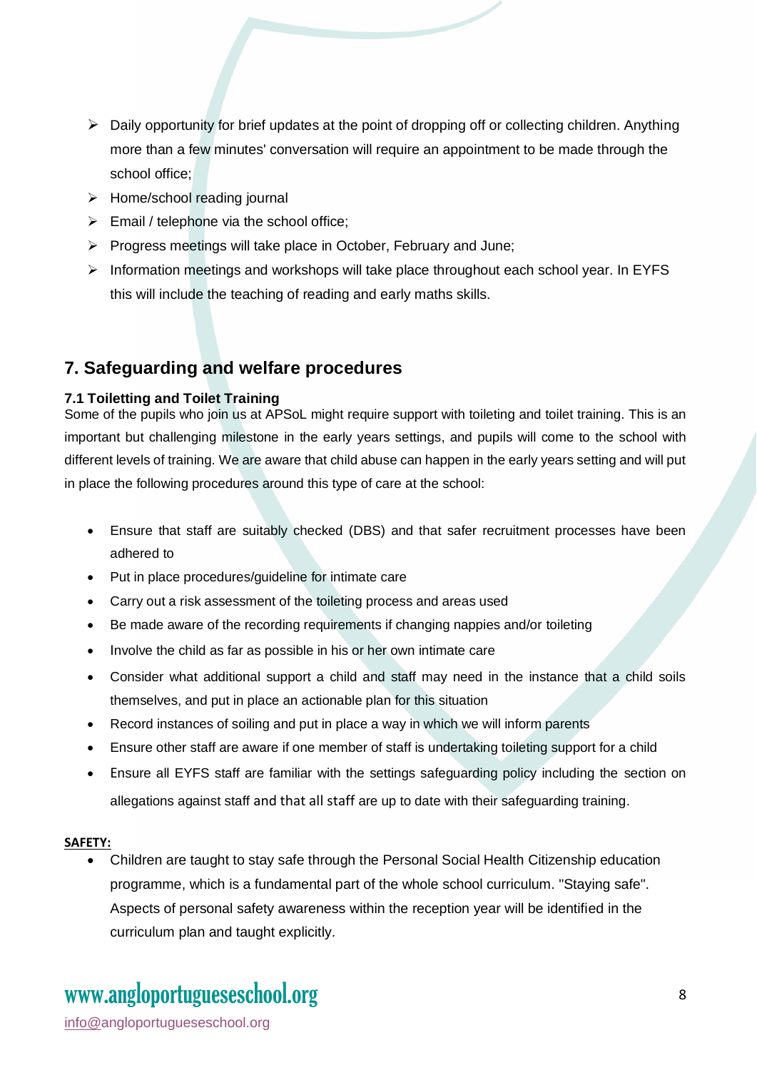- Daily opportunity for brief updates at the point of dropping off or collecting children. Anything more than a few minutes' conversation will require an appointment to be made through the school office;
- Home/school reading journal
- Email / telephone via the school office;
- Progress meetings will take place in October, February and June;
- Information meetings and workshops will take place throughout each school year. In EYFS this will include the teaching of reading and early maths skills.

## 7. Safeguarding and welfare procedures

### 7.1 Toiletting and Toilet Training

Some of the pupils who join us at APSoL might require support with toileting and toilet training. This is an important but challenging milestone in the early years settings, and pupils will come to the school with different levels of training. We are aware that child abuse can happen in the early years setting and will put in place the following procedures around this type of care at the school:

- Ensure that staff are suitably checked (DBS) and that safer recruitment processes have been adhered to
- Put in place procedures/guideline for intimate care
- Carry out a risk assessment of the toileting process and areas used
- Be made aware of the recording requirements if changing nappies and/or toileting
- Involve the child as far as possible in his or her own intimate care
- Consider what additional support a child and staff may need in the instance that a child soils themselves, and put in place an actionable plan for this situation
- Record instances of soiling and put in place a way in which we will inform parents
- Ensure other staff are aware if one member of staff is undertaking toileting support for a child
- Ensure all EYFS staff are familiar with the settings safeguarding policy including the section on allegations against staff and that all staff are up to date with their safeguarding training.

**SAFETY:**

- Children are taught to stay safe through the Personal Social Health Citizenship education programme, which is a fundamental part of the whole school curriculum. "Staying safe". Aspects of personal safety awareness within the reception year will be identified in the curriculum plan and taught explicitly.

www.angloportugueseschool.org

info@angloportugueseschool.org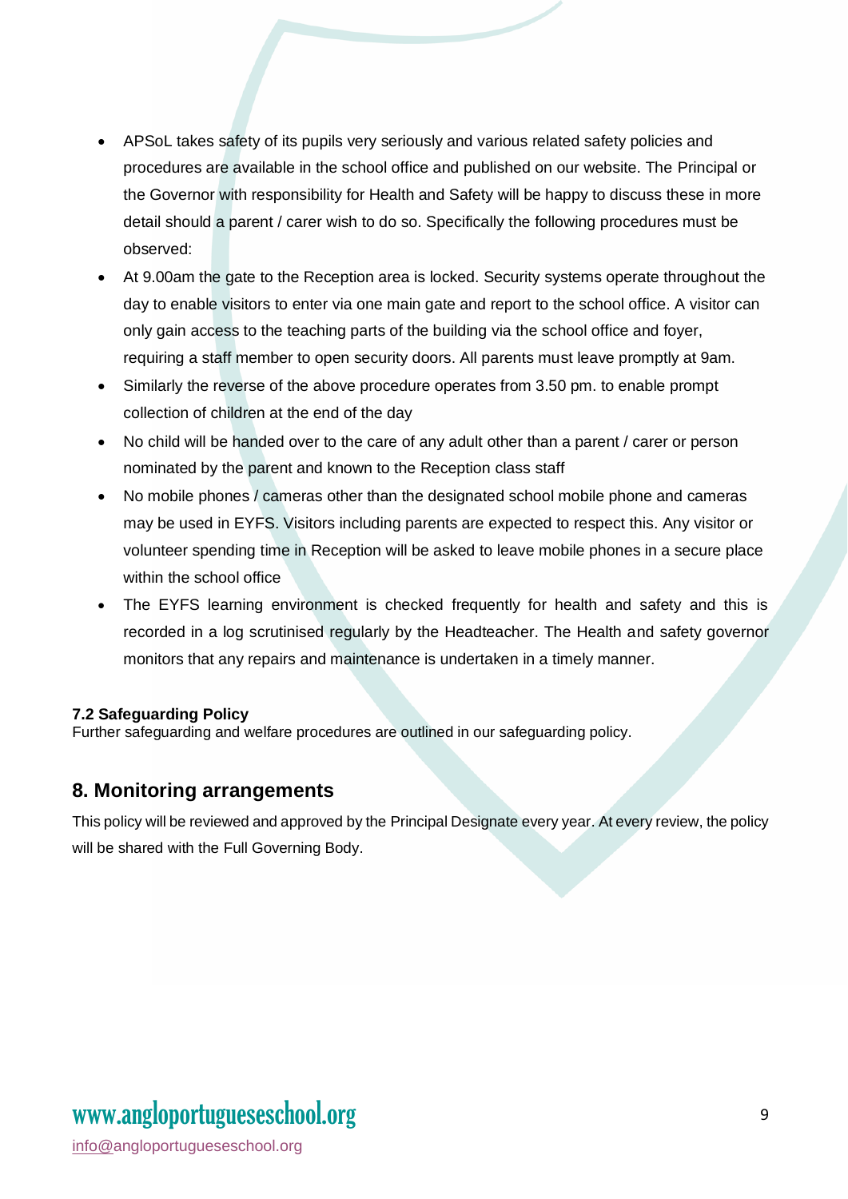- APSoL takes safety of its pupils very seriously and various related safety policies and procedures are available in the school office and published on our website. The Principal or the Governor with responsibility for Health and Safety will be happy to discuss these in more detail should a parent / carer wish to do so. Specifically the following procedures must be observed:
- At 9.00am the gate to the Reception area is locked. Security systems operate throughout the day to enable visitors to enter via one main gate and report to the school office. A visitor can only gain access to the teaching parts of the building via the school office and foyer, requiring a staff member to open security doors. All parents must leave promptly at 9am.
- Similarly the reverse of the above procedure operates from 3.50 pm. to enable prompt collection of children at the end of the day
- No child will be handed over to the care of any adult other than a parent / carer or person nominated by the parent and known to the Reception class staff
- No mobile phones / cameras other than the designated school mobile phone and cameras may be used in EYFS. Visitors including parents are expected to respect this. Any visitor or volunteer spending time in Reception will be asked to leave mobile phones in a secure place within the school office
- The EYFS learning environment is checked frequently for health and safety and this is recorded in a log scrutinised regularly by the Headteacher. The Health and safety governor monitors that any repairs and maintenance is undertaken in a timely manner.

### 7.2 Safeguarding Policy

Further safeguarding and welfare procedures are outlined in our safeguarding policy.

## 8. Monitoring arrangements

This policy will be reviewed and approved by the Principal Designate every year. At every review, the policy will be shared with the Full Governing Body.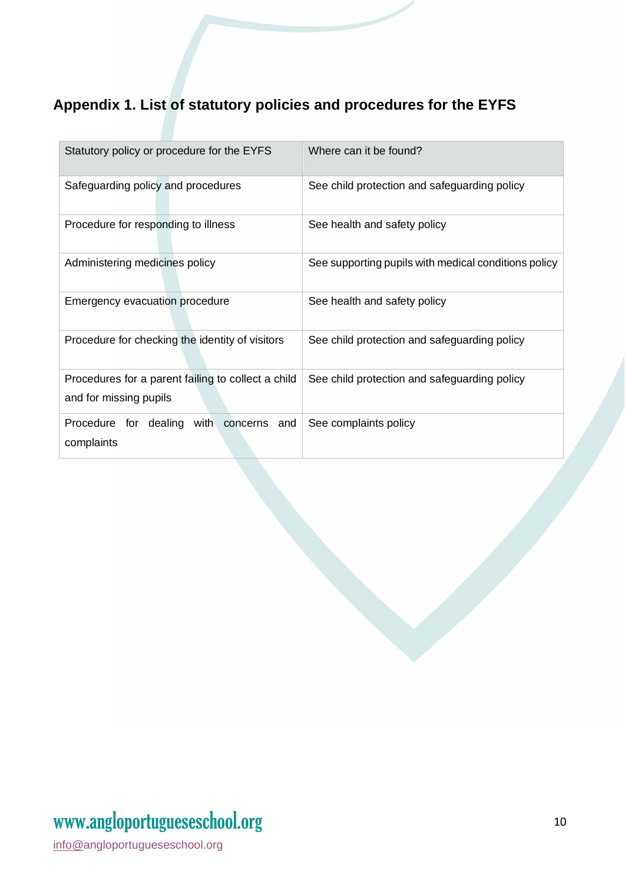## Appendix 1. List of statutory policies and procedures for the EYFS

| Statutory policy or procedure for the EYFS | Where can it be found? |
|---|---|
| Safeguarding policy and procedures | See child protection and safeguarding policy |
| Procedure for responding to illness | See health and safety policy |
| Administering medicines policy | See supporting pupils with medical conditions policy |
| Emergency evacuation procedure | See health and safety policy |
| Procedure for checking the identity of visitors | See child protection and safeguarding policy |
| Procedures for a parent failing to collect a child and for missing pupils | See child protection and safeguarding policy |
| Procedure for dealing with concerns and complaints | See complaints policy |